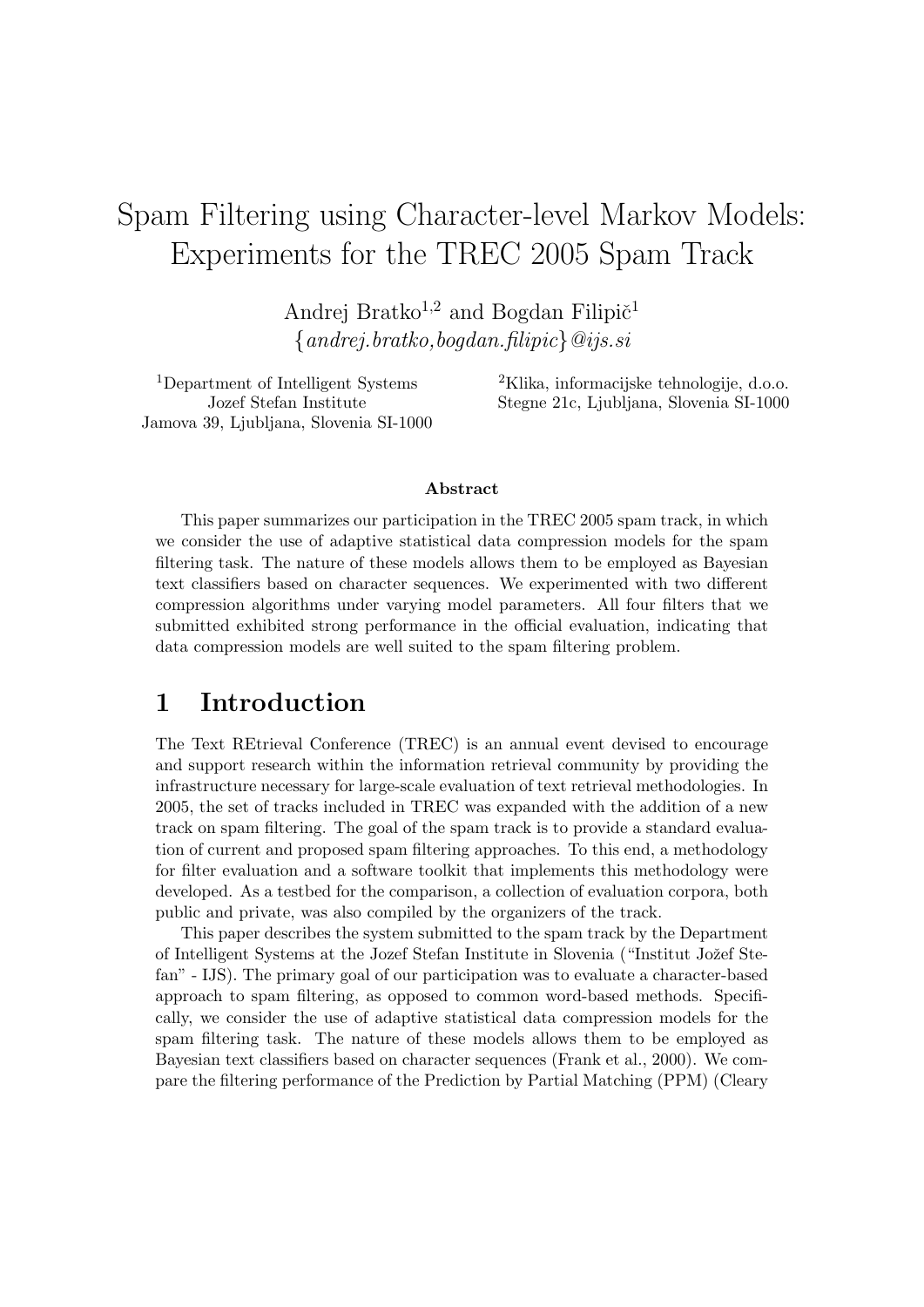# Spam Filtering using Character-level Markov Models: Experiments for the TREC 2005 Spam Track

Andrej Bratko[1,2] and Bogdan Filipič[1]
{*andrej.bratko,bogdan.filipic*}*@ijs.si*

[1]Department of Intelligent Systems
Jozef Stefan Institute
Jamova 39, Ljubljana, Slovenia SI-1000

[2]Klika, informacijske tehnologije, d.o.o.
Stegne 21c, Ljubljana, Slovenia SI-1000

**Abstract**

This paper summarizes our participation in the TREC 2005 spam track, in which we consider the use of adaptive statistical data compression models for the spam filtering task. The nature of these models allows them to be employed as Bayesian text classifiers based on character sequences. We experimented with two different compression algorithms under varying model parameters. All four filters that we submitted exhibited strong performance in the official evaluation, indicating that data compression models are well suited to the spam filtering problem.

## 1 Introduction

The Text REtrieval Conference (TREC) is an annual event devised to encourage and support research within the information retrieval community by providing the infrastructure necessary for large-scale evaluation of text retrieval methodologies. In 2005, the set of tracks included in TREC was expanded with the addition of a new track on spam filtering. The goal of the spam track is to provide a standard evaluation of current and proposed spam filtering approaches. To this end, a methodology for filter evaluation and a software toolkit that implements this methodology were developed. As a testbed for the comparison, a collection of evaluation corpora, both public and private, was also compiled by the organizers of the track.

This paper describes the system submitted to the spam track by the Department of Intelligent Systems at the Jozef Stefan Institute in Slovenia ("Institut Jožef Stefan" - IJS). The primary goal of our participation was to evaluate a character-based approach to spam filtering, as opposed to common word-based methods. Specifically, we consider the use of adaptive statistical data compression models for the spam filtering task. The nature of these models allows them to be employed as Bayesian text classifiers based on character sequences (Frank et al., 2000). We compare the filtering performance of the Prediction by Partial Matching (PPM) (Cleary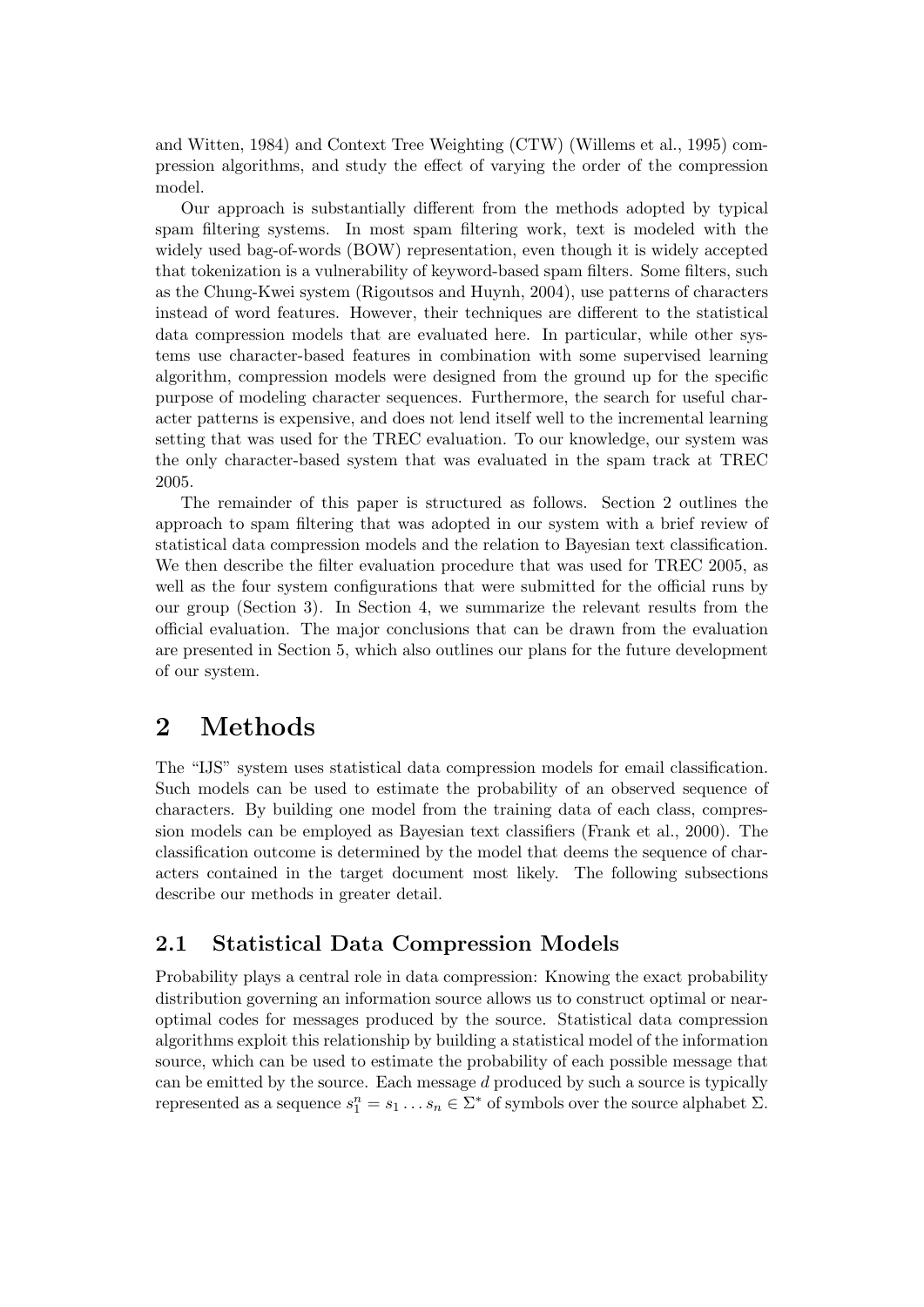and Witten, 1984) and Context Tree Weighting (CTW) (Willems et al., 1995) compression algorithms, and study the effect of varying the order of the compression model.

Our approach is substantially different from the methods adopted by typical spam filtering systems. In most spam filtering work, text is modeled with the widely used bag-of-words (BOW) representation, even though it is widely accepted that tokenization is a vulnerability of keyword-based spam filters. Some filters, such as the Chung-Kwei system (Rigoutsos and Huynh, 2004), use patterns of characters instead of word features. However, their techniques are different to the statistical data compression models that are evaluated here. In particular, while other systems use character-based features in combination with some supervised learning algorithm, compression models were designed from the ground up for the specific purpose of modeling character sequences. Furthermore, the search for useful character patterns is expensive, and does not lend itself well to the incremental learning setting that was used for the TREC evaluation. To our knowledge, our system was the only character-based system that was evaluated in the spam track at TREC 2005.

The remainder of this paper is structured as follows. Section 2 outlines the approach to spam filtering that was adopted in our system with a brief review of statistical data compression models and the relation to Bayesian text classification. We then describe the filter evaluation procedure that was used for TREC 2005, as well as the four system configurations that were submitted for the official runs by our group (Section 3). In Section 4, we summarize the relevant results from the official evaluation. The major conclusions that can be drawn from the evaluation are presented in Section 5, which also outlines our plans for the future development of our system.

# 2 Methods

The "IJS" system uses statistical data compression models for email classification. Such models can be used to estimate the probability of an observed sequence of characters. By building one model from the training data of each class, compression models can be employed as Bayesian text classifiers (Frank et al., 2000). The classification outcome is determined by the model that deems the sequence of characters contained in the target document most likely. The following subsections describe our methods in greater detail.

## 2.1 Statistical Data Compression Models

Probability plays a central role in data compression: Knowing the exact probability distribution governing an information source allows us to construct optimal or near-optimal codes for messages produced by the source. Statistical data compression algorithms exploit this relationship by building a statistical model of the information source, which can be used to estimate the probability of each possible message that can be emitted by the source. Each message $d$ produced by such a source is typically represented as a sequence $s_1^n = s_1 \dots s_n \in \Sigma^*$ of symbols over the source alphabet $\Sigma$.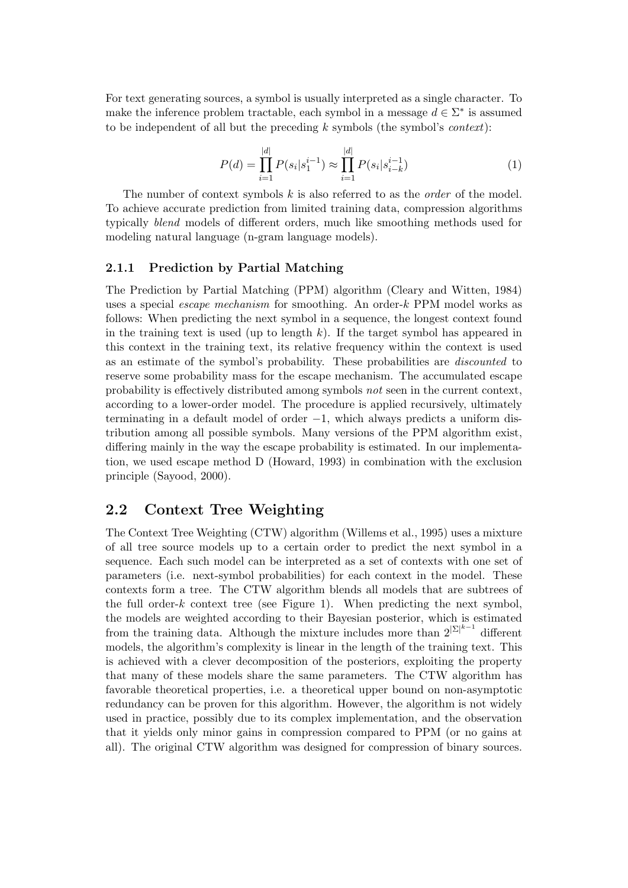For text generating sources, a symbol is usually interpreted as a single character. To make the inference problem tractable, each symbol in a message $d \in \Sigma^*$ is assumed to be independent of all but the preceding $k$ symbols (the symbol's *context*):

$$P(d) = \prod_{i=1}^{|d|} P(s_i | s_1^{i-1}) \approx \prod_{i=1}^{|d|} P(s_i | s_{i-k}^{i-1}) \tag{1}$$

The number of context symbols $k$ is also referred to as the *order* of the model. To achieve accurate prediction from limited training data, compression algorithms typically *blend* models of different orders, much like smoothing methods used for modeling natural language (n-gram language models).

### 2.1.1 Prediction by Partial Matching

The Prediction by Partial Matching (PPM) algorithm (Cleary and Witten, 1984) uses a special *escape mechanism* for smoothing. An order-$k$ PPM model works as follows: When predicting the next symbol in a sequence, the longest context found in the training text is used (up to length $k$). If the target symbol has appeared in this context in the training text, its relative frequency within the context is used as an estimate of the symbol's probability. These probabilities are *discounted* to reserve some probability mass for the escape mechanism. The accumulated escape probability is effectively distributed among symbols *not* seen in the current context, according to a lower-order model. The procedure is applied recursively, ultimately terminating in a default model of order $-1$, which always predicts a uniform distribution among all possible symbols. Many versions of the PPM algorithm exist, differing mainly in the way the escape probability is estimated. In our implementation, we used escape method D (Howard, 1993) in combination with the exclusion principle (Sayood, 2000).

## 2.2 Context Tree Weighting

The Context Tree Weighting (CTW) algorithm (Willems et al., 1995) uses a mixture of all tree source models up to a certain order to predict the next symbol in a sequence. Each such model can be interpreted as a set of contexts with one set of parameters (i.e. next-symbol probabilities) for each context in the model. These contexts form a tree. The CTW algorithm blends all models that are subtrees of the full order-$k$ context tree (see Figure 1). When predicting the next symbol, the models are weighted according to their Bayesian posterior, which is estimated from the training data. Although the mixture includes more than $2^{|\Sigma|^{k-1}}$ different models, the algorithm's complexity is linear in the length of the training text. This is achieved with a clever decomposition of the posteriors, exploiting the property that many of these models share the same parameters. The CTW algorithm has favorable theoretical properties, i.e. a theoretical upper bound on non-asymptotic redundancy can be proven for this algorithm. However, the algorithm is not widely used in practice, possibly due to its complex implementation, and the observation that it yields only minor gains in compression compared to PPM (or no gains at all). The original CTW algorithm was designed for compression of binary sources.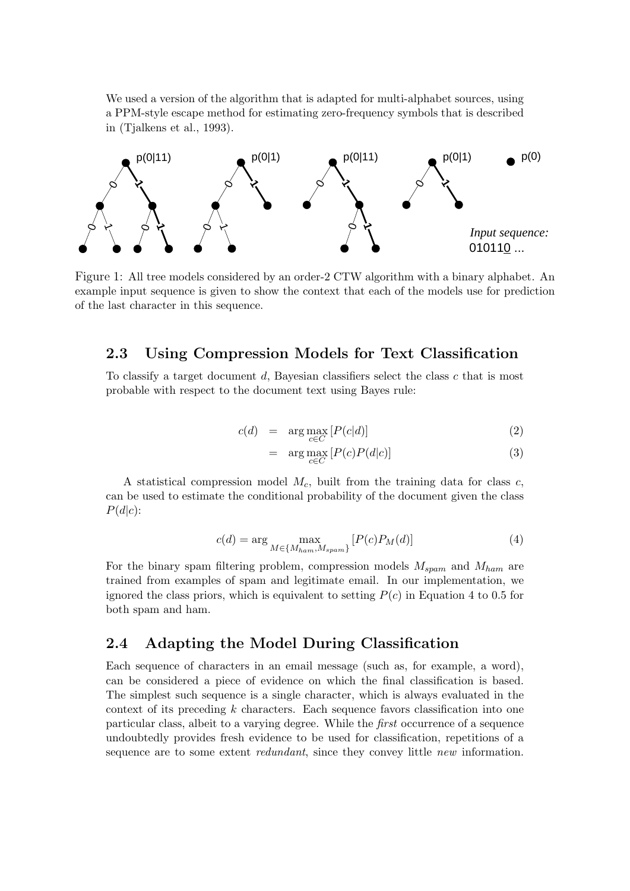We used a version of the algorithm that is adapted for multi-alphabet sources, using a PPM-style escape method for estimating zero-frequency symbols that is described in (Tjalkens et al., 1993).

Figure 1: All tree models considered by an order-2 CTW algorithm with a binary alphabet. An example input sequence is given to show the context that each of the models use for prediction of the last character in this sequence.

## 2.3 Using Compression Models for Text Classification

To classify a target document $d$, Bayesian classifiers select the class $c$ that is most probable with respect to the document text using Bayes rule:

$$c(d) = \arg\max_{c \in C} [P(c|d)] \quad (2)$$

$$= \arg\max_{c \in C} [P(c)P(d|c)] \quad (3)$$

A statistical compression model $M_c$, built from the training data for class $c$, can be used to estimate the conditional probability of the document given the class $P(d|c)$:

$$c(d) = \arg\max_{M \in \{M_{ham}, M_{spam}\}} [P(c)P_M(d)] \quad (4)$$

For the binary spam filtering problem, compression models $M_{spam}$ and $M_{ham}$ are trained from examples of spam and legitimate email. In our implementation, we ignored the class priors, which is equivalent to setting $P(c)$ in Equation 4 to 0.5 for both spam and ham.

## 2.4 Adapting the Model During Classification

Each sequence of characters in an email message (such as, for example, a word), can be considered a piece of evidence on which the final classification is based. The simplest such sequence is a single character, which is always evaluated in the context of its preceding $k$ characters. Each sequence favors classification into one particular class, albeit to a varying degree. While the *first* occurrence of a sequence undoubtedly provides fresh evidence to be used for classification, repetitions of a sequence are to some extent *redundant*, since they convey little *new* information.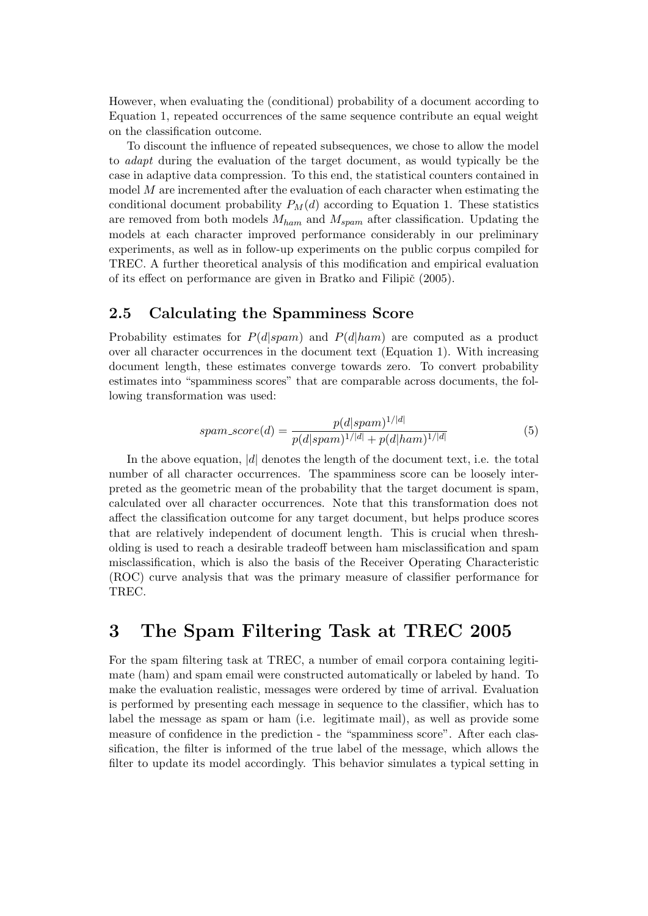However, when evaluating the (conditional) probability of a document according to Equation 1, repeated occurrences of the same sequence contribute an equal weight on the classification outcome.

To discount the influence of repeated subsequences, we chose to allow the model to *adapt* during the evaluation of the target document, as would typically be the case in adaptive data compression. To this end, the statistical counters contained in model $M$ are incremented after the evaluation of each character when estimating the conditional document probability $P_M(d)$ according to Equation 1. These statistics are removed from both models $M_{ham}$ and $M_{spam}$ after classification. Updating the models at each character improved performance considerably in our preliminary experiments, as well as in follow-up experiments on the public corpus compiled for TREC. A further theoretical analysis of this modification and empirical evaluation of its effect on performance are given in Bratko and Filipič (2005).

## 2.5 Calculating the Spamminess Score

Probability estimates for $P(d|spam)$ and $P(d|ham)$ are computed as a product over all character occurrences in the document text (Equation 1). With increasing document length, these estimates converge towards zero. To convert probability estimates into "spamminess scores" that are comparable across documents, the following transformation was used:

$$spam\_score(d) = \frac{p(d|spam)^{1/|d|}}{p(d|spam)^{1/|d|} + p(d|ham)^{1/|d|}} \tag{5}$$

In the above equation, $|d|$ denotes the length of the document text, i.e. the total number of all character occurrences. The spamminess score can be loosely interpreted as the geometric mean of the probability that the target document is spam, calculated over all character occurrences. Note that this transformation does not affect the classification outcome for any target document, but helps produce scores that are relatively independent of document length. This is crucial when thresholding is used to reach a desirable tradeoff between ham misclassification and spam misclassification, which is also the basis of the Receiver Operating Characteristic (ROC) curve analysis that was the primary measure of classifier performance for TREC.

# 3 The Spam Filtering Task at TREC 2005

For the spam filtering task at TREC, a number of email corpora containing legitimate (ham) and spam email were constructed automatically or labeled by hand. To make the evaluation realistic, messages were ordered by time of arrival. Evaluation is performed by presenting each message in sequence to the classifier, which has to label the message as spam or ham (i.e. legitimate mail), as well as provide some measure of confidence in the prediction - the "spamminess score". After each classification, the filter is informed of the true label of the message, which allows the filter to update its model accordingly. This behavior simulates a typical setting in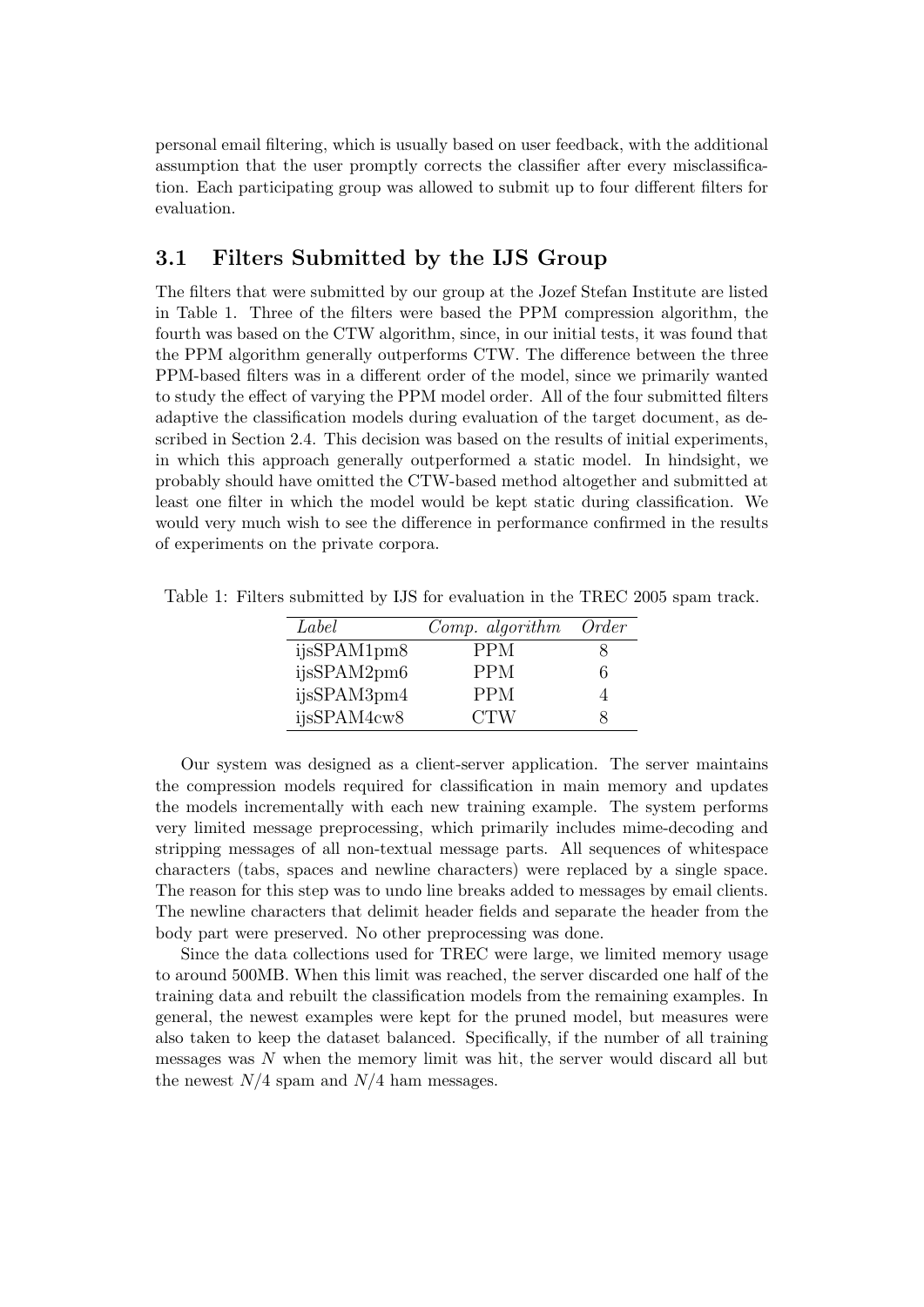personal email filtering, which is usually based on user feedback, with the additional assumption that the user promptly corrects the classifier after every misclassification. Each participating group was allowed to submit up to four different filters for evaluation.

### 3.1 Filters Submitted by the IJS Group

The filters that were submitted by our group at the Jozef Stefan Institute are listed in Table 1. Three of the filters were based the PPM compression algorithm, the fourth was based on the CTW algorithm, since, in our initial tests, it was found that the PPM algorithm generally outperforms CTW. The difference between the three PPM-based filters was in a different order of the model, since we primarily wanted to study the effect of varying the PPM model order. All of the four submitted filters adaptive the classification models during evaluation of the target document, as described in Section 2.4. This decision was based on the results of initial experiments, in which this approach generally outperformed a static model. In hindsight, we probably should have omitted the CTW-based method altogether and submitted at least one filter in which the model would be kept static during classification. We would very much wish to see the difference in performance confirmed in the results of experiments on the private corpora.

Table 1: Filters submitted by IJS for evaluation in the TREC 2005 spam track.

| *Label* | *Comp. algorithm* | *Order* |
|---|---|---|
| ijsSPAM1pm8 | PPM | 8 |
| ijsSPAM2pm6 | PPM | 6 |
| ijsSPAM3pm4 | PPM | 4 |
| ijsSPAM4cw8 | CTW | 8 |

Our system was designed as a client-server application. The server maintains the compression models required for classification in main memory and updates the models incrementally with each new training example. The system performs very limited message preprocessing, which primarily includes mime-decoding and stripping messages of all non-textual message parts. All sequences of whitespace characters (tabs, spaces and newline characters) were replaced by a single space. The reason for this step was to undo line breaks added to messages by email clients. The newline characters that delimit header fields and separate the header from the body part were preserved. No other preprocessing was done.

Since the data collections used for TREC were large, we limited memory usage to around 500MB. When this limit was reached, the server discarded one half of the training data and rebuilt the classification models from the remaining examples. In general, the newest examples were kept for the pruned model, but measures were also taken to keep the dataset balanced. Specifically, if the number of all training messages was $N$ when the memory limit was hit, the server would discard all but the newest $N/4$ spam and $N/4$ ham messages.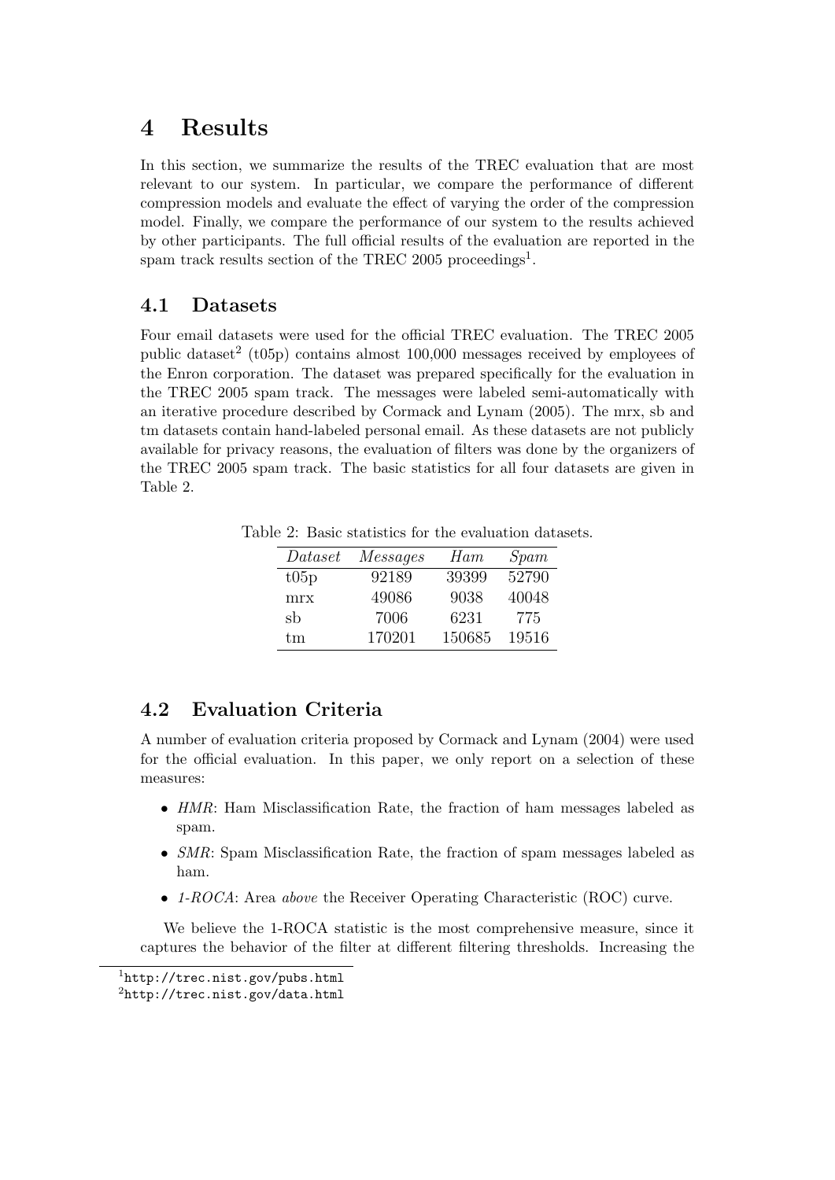# 4 Results

In this section, we summarize the results of the TREC evaluation that are most relevant to our system. In particular, we compare the performance of different compression models and evaluate the effect of varying the order of the compression model. Finally, we compare the performance of our system to the results achieved by other participants. The full official results of the evaluation are reported in the spam track results section of the TREC 2005 proceedings[1].

## 4.1 Datasets

Four email datasets were used for the official TREC evaluation. The TREC 2005 public dataset[2] (t05p) contains almost 100,000 messages received by employees of the Enron corporation. The dataset was prepared specifically for the evaluation in the TREC 2005 spam track. The messages were labeled semi-automatically with an iterative procedure described by Cormack and Lynam (2005). The mrx, sb and tm datasets contain hand-labeled personal email. As these datasets are not publicly available for privacy reasons, the evaluation of filters was done by the organizers of the TREC 2005 spam track. The basic statistics for all four datasets are given in Table 2.

Table 2: Basic statistics for the evaluation datasets.

| *Dataset* | *Messages* | *Ham* | *Spam* |
|---|---|---|---|
| t05p | 92189 | 39399 | 52790 |
| mrx | 49086 | 9038 | 40048 |
| sb | 7006 | 6231 | 775 |
| tm | 170201 | 150685 | 19516 |

## 4.2 Evaluation Criteria

A number of evaluation criteria proposed by Cormack and Lynam (2004) were used for the official evaluation. In this paper, we only report on a selection of these measures:

- *HMR*: Ham Misclassification Rate, the fraction of ham messages labeled as spam.
- *SMR*: Spam Misclassification Rate, the fraction of spam messages labeled as ham.
- *1-ROCA*: Area *above* the Receiver Operating Characteristic (ROC) curve.

We believe the 1-ROCA statistic is the most comprehensive measure, since it captures the behavior of the filter at different filtering thresholds. Increasing the

[1] http://trec.nist.gov/pubs.html

[2] http://trec.nist.gov/data.html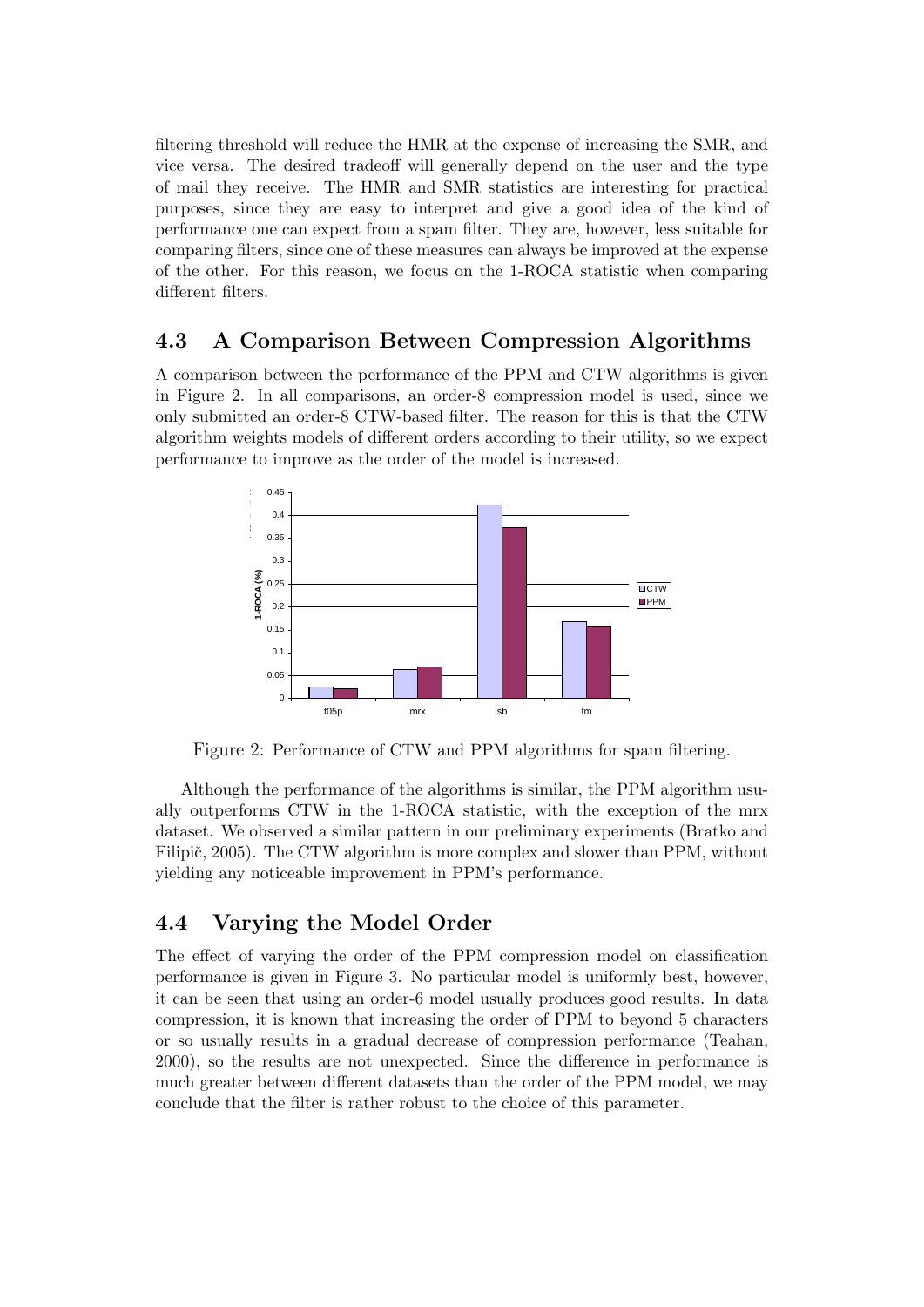filtering threshold will reduce the HMR at the expense of increasing the SMR, and vice versa. The desired tradeoff will generally depend on the user and the type of mail they receive. The HMR and SMR statistics are interesting for practical purposes, since they are easy to interpret and give a good idea of the kind of performance one can expect from a spam filter. They are, however, less suitable for comparing filters, since one of these measures can always be improved at the expense of the other. For this reason, we focus on the 1-ROCA statistic when comparing different filters.

## 4.3 A Comparison Between Compression Algorithms

A comparison between the performance of the PPM and CTW algorithms is given in Figure 2. In all comparisons, an order-8 compression model is used, since we only submitted an order-8 CTW-based filter. The reason for this is that the CTW algorithm weights models of different orders according to their utility, so we expect performance to improve as the order of the model is increased.

Figure 2: Performance of CTW and PPM algorithms for spam filtering.

Although the performance of the algorithms is similar, the PPM algorithm usually outperforms CTW in the 1-ROCA statistic, with the exception of the mrx dataset. We observed a similar pattern in our preliminary experiments (Bratko and Filipič, 2005). The CTW algorithm is more complex and slower than PPM, without yielding any noticeable improvement in PPM's performance.

## 4.4 Varying the Model Order

The effect of varying the order of the PPM compression model on classification performance is given in Figure 3. No particular model is uniformly best, however, it can be seen that using an order-6 model usually produces good results. In data compression, it is known that increasing the order of PPM to beyond 5 characters or so usually results in a gradual decrease of compression performance (Teahan, 2000), so the results are not unexpected. Since the difference in performance is much greater between different datasets than the order of the PPM model, we may conclude that the filter is rather robust to the choice of this parameter.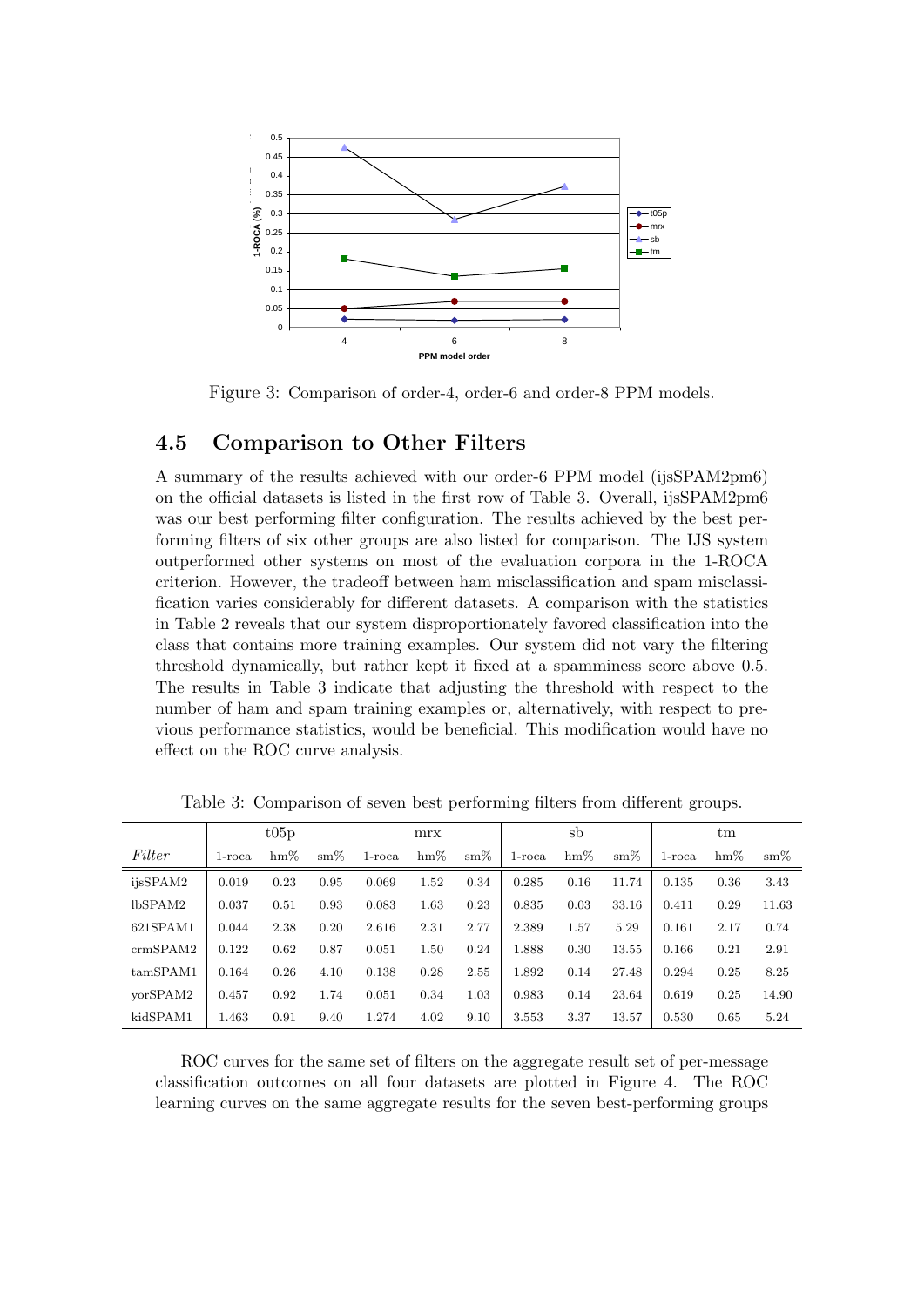Figure 3: Comparison of order-4, order-6 and order-8 PPM models.

## 4.5 Comparison to Other Filters

A summary of the results achieved with our order-6 PPM model (ijsSPAM2pm6) on the official datasets is listed in the first row of Table 3. Overall, ijsSPAM2pm6 was our best performing filter configuration. The results achieved by the best performing filters of six other groups are also listed for comparison. The IJS system outperformed other systems on most of the evaluation corpora in the 1-ROCA criterion. However, the tradeoff between ham misclassification and spam misclassification varies considerably for different datasets. A comparison with the statistics in Table 2 reveals that our system disproportionately favored classification into the class that contains more training examples. Our system did not vary the filtering threshold dynamically, but rather kept it fixed at a spamminess score above 0.5. The results in Table 3 indicate that adjusting the threshold with respect to the number of ham and spam training examples or, alternatively, with respect to previous performance statistics, would be beneficial. This modification would have no effect on the ROC curve analysis.

Table 3: Comparison of seven best performing filters from different groups.

| | t05p | | | mrx | | | sb | | | tm | | |
|---|---|---|---|---|---|---|---|---|---|---|---|---|
| *Filter* | 1-roca | hm% | sm% | 1-roca | hm% | sm% | 1-roca | hm% | sm% | 1-roca | hm% | sm% |
| ijsSPAM2 | 0.019 | 0.23 | 0.95 | 0.069 | 1.52 | 0.34 | 0.285 | 0.16 | 11.74 | 0.135 | 0.36 | 3.43 |
| lbSPAM2 | 0.037 | 0.51 | 0.93 | 0.083 | 1.63 | 0.23 | 0.835 | 0.03 | 33.16 | 0.411 | 0.29 | 11.63 |
| 621SPAM1 | 0.044 | 2.38 | 0.20 | 2.616 | 2.31 | 2.77 | 2.389 | 1.57 | 5.29 | 0.161 | 2.17 | 0.74 |
| crmSPAM2 | 0.122 | 0.62 | 0.87 | 0.051 | 1.50 | 0.24 | 1.888 | 0.30 | 13.55 | 0.166 | 0.21 | 2.91 |
| tamSPAM1 | 0.164 | 0.26 | 4.10 | 0.138 | 0.28 | 2.55 | 1.892 | 0.14 | 27.48 | 0.294 | 0.25 | 8.25 |
| yorSPAM2 | 0.457 | 0.92 | 1.74 | 0.051 | 0.34 | 1.03 | 0.983 | 0.14 | 23.64 | 0.619 | 0.25 | 14.90 |
| kidSPAM1 | 1.463 | 0.91 | 9.40 | 1.274 | 4.02 | 9.10 | 3.553 | 3.37 | 13.57 | 0.530 | 0.65 | 5.24 |

ROC curves for the same set of filters on the aggregate result set of per-message classification outcomes on all four datasets are plotted in Figure 4. The ROC learning curves on the same aggregate results for the seven best-performing groups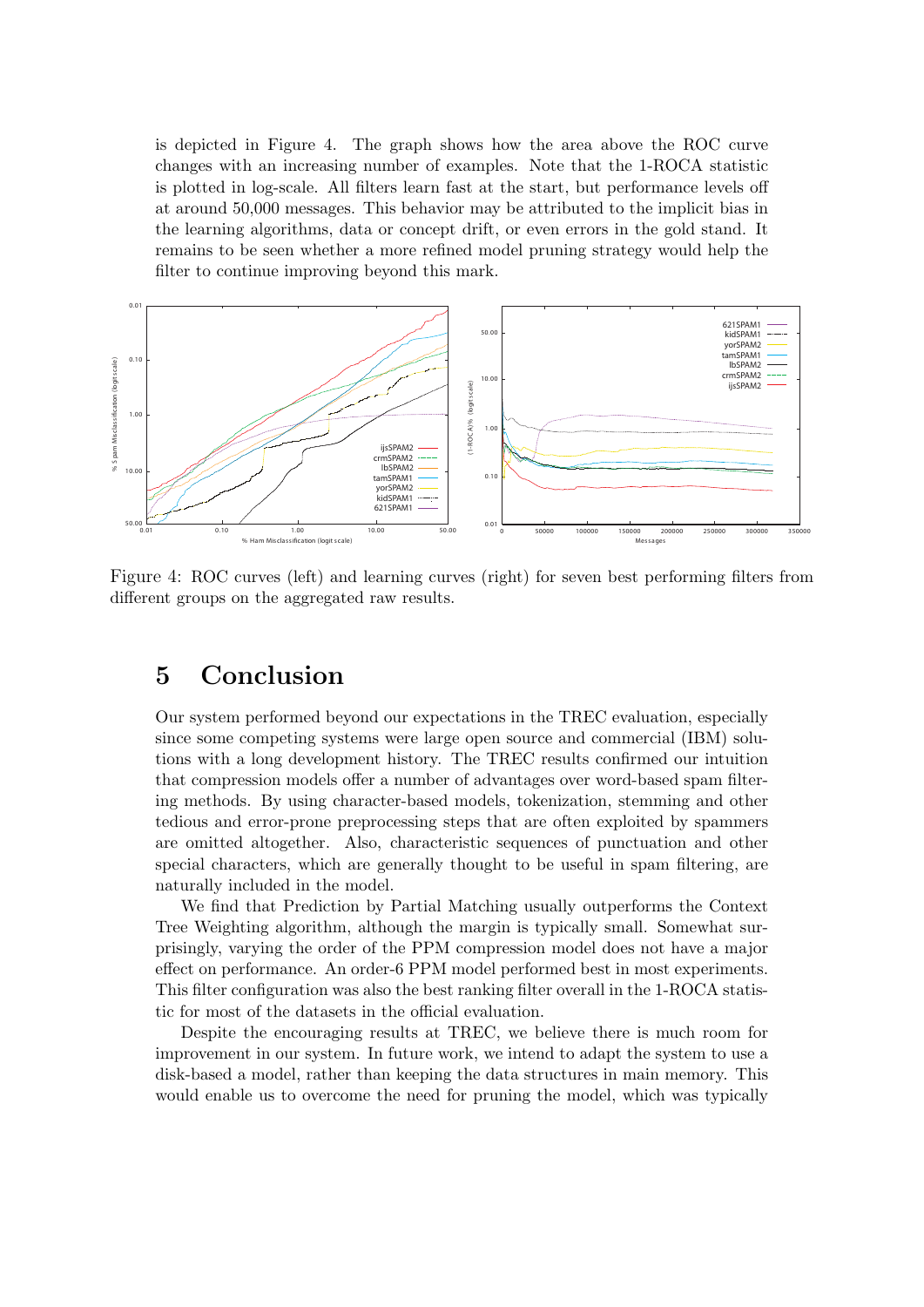is depicted in Figure 4. The graph shows how the area above the ROC curve changes with an increasing number of examples. Note that the 1-ROCA statistic is plotted in log-scale. All filters learn fast at the start, but performance levels off at around 50,000 messages. This behavior may be attributed to the implicit bias in the learning algorithms, data or concept drift, or even errors in the gold stand. It remains to be seen whether a more refined model pruning strategy would help the filter to continue improving beyond this mark.

Figure 4: ROC curves (left) and learning curves (right) for seven best performing filters from different groups on the aggregated raw results.

# 5 Conclusion

Our system performed beyond our expectations in the TREC evaluation, especially since some competing systems were large open source and commercial (IBM) solutions with a long development history. The TREC results confirmed our intuition that compression models offer a number of advantages over word-based spam filtering methods. By using character-based models, tokenization, stemming and other tedious and error-prone preprocessing steps that are often exploited by spammers are omitted altogether. Also, characteristic sequences of punctuation and other special characters, which are generally thought to be useful in spam filtering, are naturally included in the model.

We find that Prediction by Partial Matching usually outperforms the Context Tree Weighting algorithm, although the margin is typically small. Somewhat surprisingly, varying the order of the PPM compression model does not have a major effect on performance. An order-6 PPM model performed best in most experiments. This filter configuration was also the best ranking filter overall in the 1-ROCA statistic for most of the datasets in the official evaluation.

Despite the encouraging results at TREC, we believe there is much room for improvement in our system. In future work, we intend to adapt the system to use a disk-based a model, rather than keeping the data structures in main memory. This would enable us to overcome the need for pruning the model, which was typically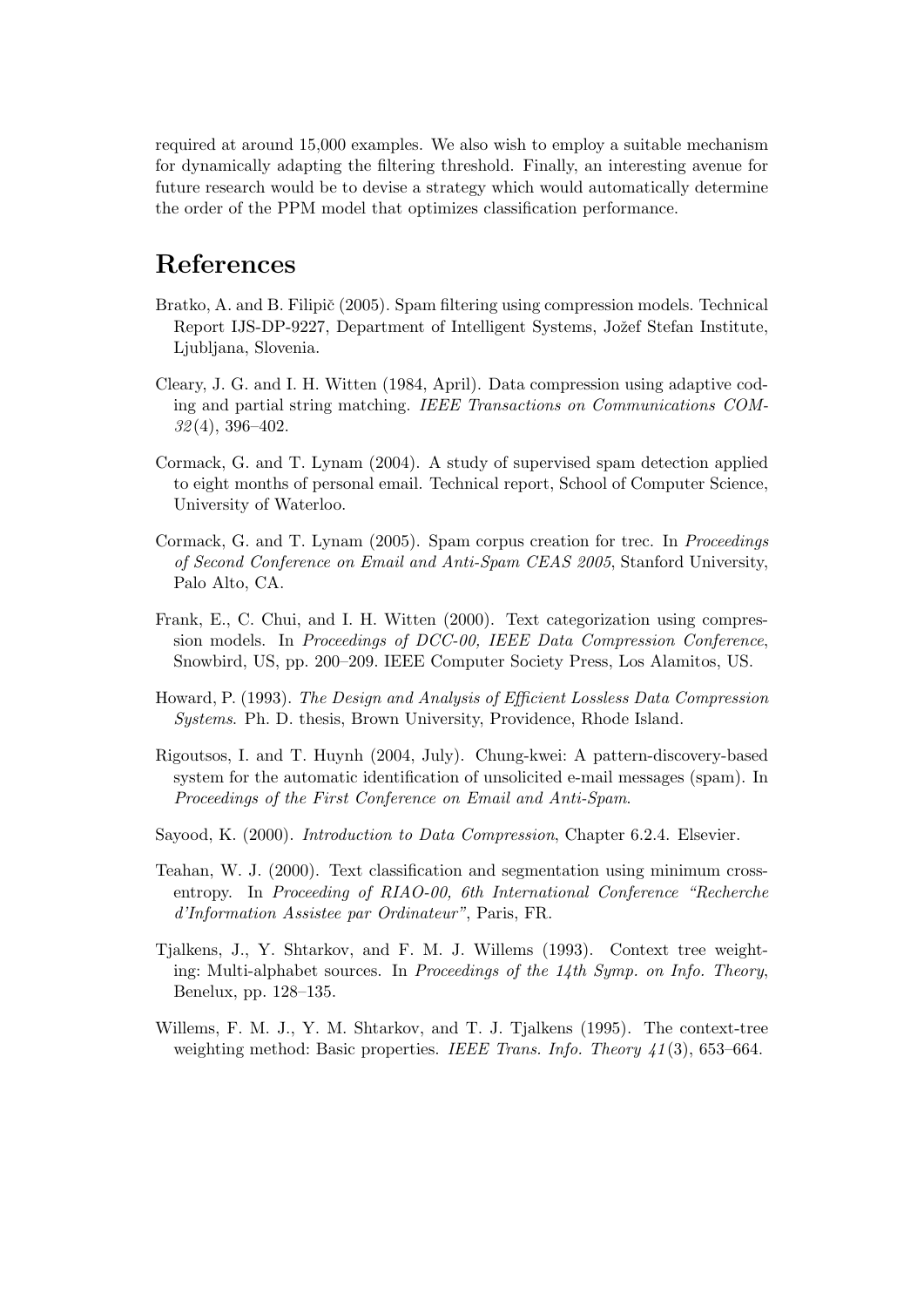required at around 15,000 examples. We also wish to employ a suitable mechanism for dynamically adapting the filtering threshold. Finally, an interesting avenue for future research would be to devise a strategy which would automatically determine the order of the PPM model that optimizes classification performance.

# References

Bratko, A. and B. Filipič (2005). Spam filtering using compression models. Technical Report IJS-DP-9227, Department of Intelligent Systems, Jožef Stefan Institute, Ljubljana, Slovenia.

Cleary, J. G. and I. H. Witten (1984, April). Data compression using adaptive coding and partial string matching. *IEEE Transactions on Communications COM-32*(4), 396–402.

Cormack, G. and T. Lynam (2004). A study of supervised spam detection applied to eight months of personal email. Technical report, School of Computer Science, University of Waterloo.

Cormack, G. and T. Lynam (2005). Spam corpus creation for trec. In *Proceedings of Second Conference on Email and Anti-Spam CEAS 2005*, Stanford University, Palo Alto, CA.

Frank, E., C. Chui, and I. H. Witten (2000). Text categorization using compression models. In *Proceedings of DCC-00, IEEE Data Compression Conference*, Snowbird, US, pp. 200–209. IEEE Computer Society Press, Los Alamitos, US.

Howard, P. (1993). *The Design and Analysis of Efficient Lossless Data Compression Systems*. Ph. D. thesis, Brown University, Providence, Rhode Island.

Rigoutsos, I. and T. Huynh (2004, July). Chung-kwei: A pattern-discovery-based system for the automatic identification of unsolicited e-mail messages (spam). In *Proceedings of the First Conference on Email and Anti-Spam*.

Sayood, K. (2000). *Introduction to Data Compression*, Chapter 6.2.4. Elsevier.

Teahan, W. J. (2000). Text classification and segmentation using minimum cross-entropy. In *Proceeding of RIAO-00, 6th International Conference "Recherche d'Information Assistee par Ordinateur"*, Paris, FR.

Tjalkens, J., Y. Shtarkov, and F. M. J. Willems (1993). Context tree weighting: Multi-alphabet sources. In *Proceedings of the 14th Symp. on Info. Theory*, Benelux, pp. 128–135.

Willems, F. M. J., Y. M. Shtarkov, and T. J. Tjalkens (1995). The context-tree weighting method: Basic properties. *IEEE Trans. Info. Theory 41*(3), 653–664.